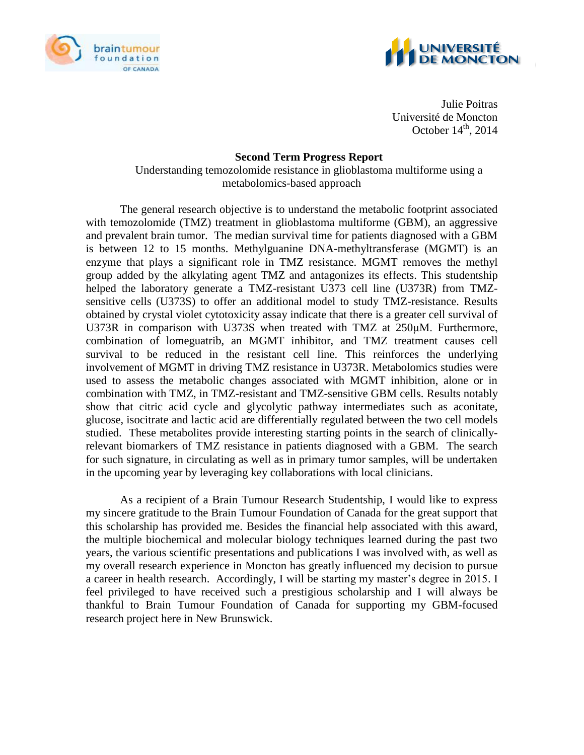Julie Poitras
Université de Moncton
October 14th, 2014

**Second Term Progress Report**

Understanding temozolomide resistance in glioblastoma multiforme using a metabolomics-based approach

The general research objective is to understand the metabolic footprint associated with temozolomide (TMZ) treatment in glioblastoma multiforme (GBM), an aggressive and prevalent brain tumor. The median survival time for patients diagnosed with a GBM is between 12 to 15 months. Methylguanine DNA-methyltransferase (MGMT) is an enzyme that plays a significant role in TMZ resistance. MGMT removes the methyl group added by the alkylating agent TMZ and antagonizes its effects. This studentship helped the laboratory generate a TMZ-resistant U373 cell line (U373R) from TMZ-sensitive cells (U373S) to offer an additional model to study TMZ-resistance. Results obtained by crystal violet cytotoxicity assay indicate that there is a greater cell survival of U373R in comparison with U373S when treated with TMZ at 250μM. Furthermore, combination of lomeguatrib, an MGMT inhibitor, and TMZ treatment causes cell survival to be reduced in the resistant cell line. This reinforces the underlying involvement of MGMT in driving TMZ resistance in U373R. Metabolomics studies were used to assess the metabolic changes associated with MGMT inhibition, alone or in combination with TMZ, in TMZ-resistant and TMZ-sensitive GBM cells. Results notably show that citric acid cycle and glycolytic pathway intermediates such as aconitate, glucose, isocitrate and lactic acid are differentially regulated between the two cell models studied. These metabolites provide interesting starting points in the search of clinically-relevant biomarkers of TMZ resistance in patients diagnosed with a GBM. The search for such signature, in circulating as well as in primary tumor samples, will be undertaken in the upcoming year by leveraging key collaborations with local clinicians.

As a recipient of a Brain Tumour Research Studentship, I would like to express my sincere gratitude to the Brain Tumour Foundation of Canada for the great support that this scholarship has provided me. Besides the financial help associated with this award, the multiple biochemical and molecular biology techniques learned during the past two years, the various scientific presentations and publications I was involved with, as well as my overall research experience in Moncton has greatly influenced my decision to pursue a career in health research. Accordingly, I will be starting my master's degree in 2015. I feel privileged to have received such a prestigious scholarship and I will always be thankful to Brain Tumour Foundation of Canada for supporting my GBM-focused research project here in New Brunswick.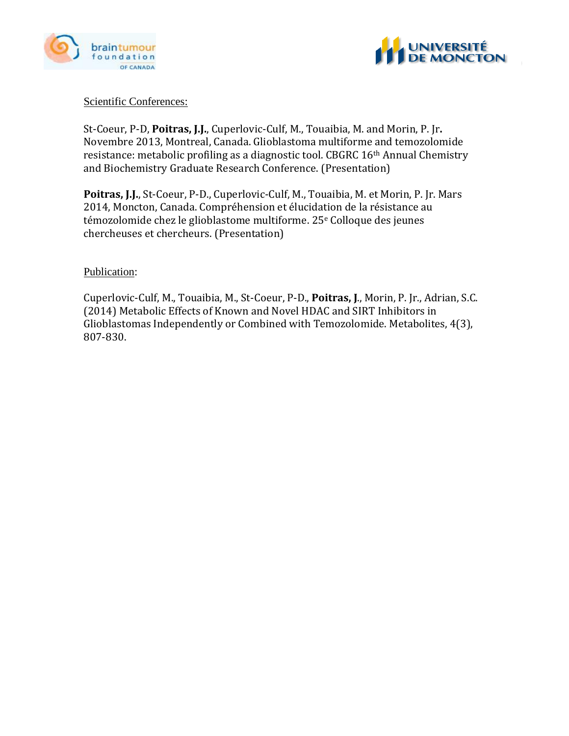Scientific Conferences:

St-Coeur, P-D, **Poitras, J.J.**, Cuperlovic-Culf, M., Touaibia, M. and Morin, P. Jr**.** Novembre 2013, Montreal, Canada. Glioblastoma multiforme and temozolomide resistance: metabolic profiling as a diagnostic tool. CBGRC 16th Annual Chemistry and Biochemistry Graduate Research Conference. (Presentation)

**Poitras, J.J.**, St-Coeur, P-D., Cuperlovic-Culf, M., Touaibia, M. et Morin, P. Jr. Mars 2014, Moncton, Canada. Compréhension et élucidation de la résistance au témozolomide chez le glioblastome multiforme. 25e Colloque des jeunes chercheuses et chercheurs. (Presentation)

Publication:

Cuperlovic-Culf, M., Touaibia, M., St-Coeur, P-D., **Poitras, J**., Morin, P. Jr., Adrian, S.C. (2014) Metabolic Effects of Known and Novel HDAC and SIRT Inhibitors in Glioblastomas Independently or Combined with Temozolomide. Metabolites, 4(3), 807-830.